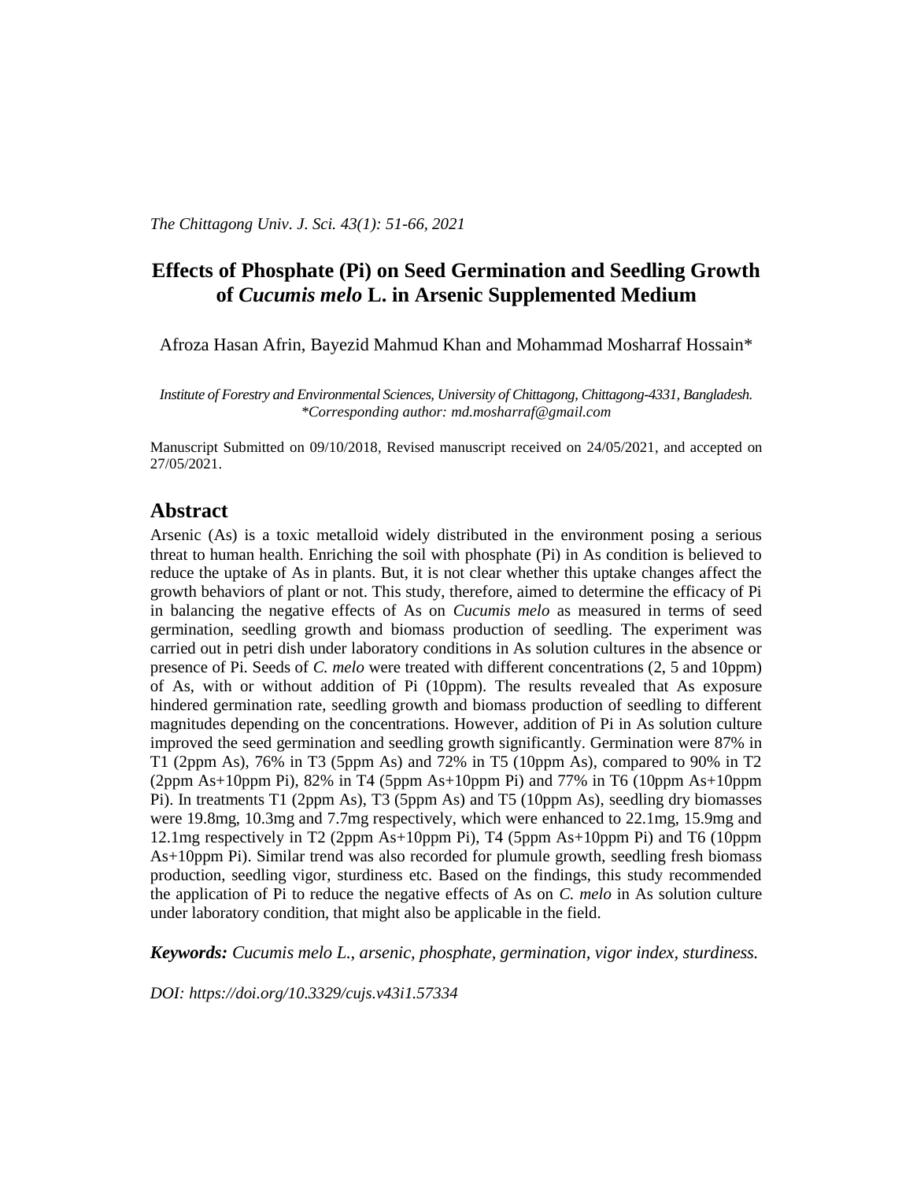# Effects of Phosphate (Pi) on Seed Germination and Seedling Growth of *Cucumis melo* L. in Arsenic Supplemented Medium

Afroza Hasan Afrin, Bayezid Mahmud Khan and Mohammad Mosharraf Hossain*

*Institute of Forestry and Environmental Sciences, University of Chittagong, Chittagong-4331, Bangladesh.*
*\*Corresponding author: md.mosharraf@gmail.com*

Manuscript Submitted on 09/10/2018, Revised manuscript received on 24/05/2021, and accepted on 27/05/2021.

## Abstract

Arsenic (As) is a toxic metalloid widely distributed in the environment posing a serious threat to human health. Enriching the soil with phosphate (Pi) in As condition is believed to reduce the uptake of As in plants. But, it is not clear whether this uptake changes affect the growth behaviors of plant or not. This study, therefore, aimed to determine the efficacy of Pi in balancing the negative effects of As on *Cucumis melo* as measured in terms of seed germination, seedling growth and biomass production of seedling. The experiment was carried out in petri dish under laboratory conditions in As solution cultures in the absence or presence of Pi. Seeds of *C. melo* were treated with different concentrations (2, 5 and 10ppm) of As, with or without addition of Pi (10ppm). The results revealed that As exposure hindered germination rate, seedling growth and biomass production of seedling to different magnitudes depending on the concentrations. However, addition of Pi in As solution culture improved the seed germination and seedling growth significantly. Germination were 87% in T1 (2ppm As), 76% in T3 (5ppm As) and 72% in T5 (10ppm As), compared to 90% in T2 (2ppm As+10ppm Pi), 82% in T4 (5ppm As+10ppm Pi) and 77% in T6 (10ppm As+10ppm Pi). In treatments T1 (2ppm As), T3 (5ppm As) and T5 (10ppm As), seedling dry biomasses were 19.8mg, 10.3mg and 7.7mg respectively, which were enhanced to 22.1mg, 15.9mg and 12.1mg respectively in T2 (2ppm As+10ppm Pi), T4 (5ppm As+10ppm Pi) and T6 (10ppm As+10ppm Pi). Similar trend was also recorded for plumule growth, seedling fresh biomass production, seedling vigor, sturdiness etc. Based on the findings, this study recommended the application of Pi to reduce the negative effects of As on *C. melo* in As solution culture under laboratory condition, that might also be applicable in the field.

***Keywords:*** *Cucumis melo L., arsenic, phosphate, germination, vigor index, sturdiness.*

*DOI: https://doi.org/10.3329/cujs.v43i1.57334*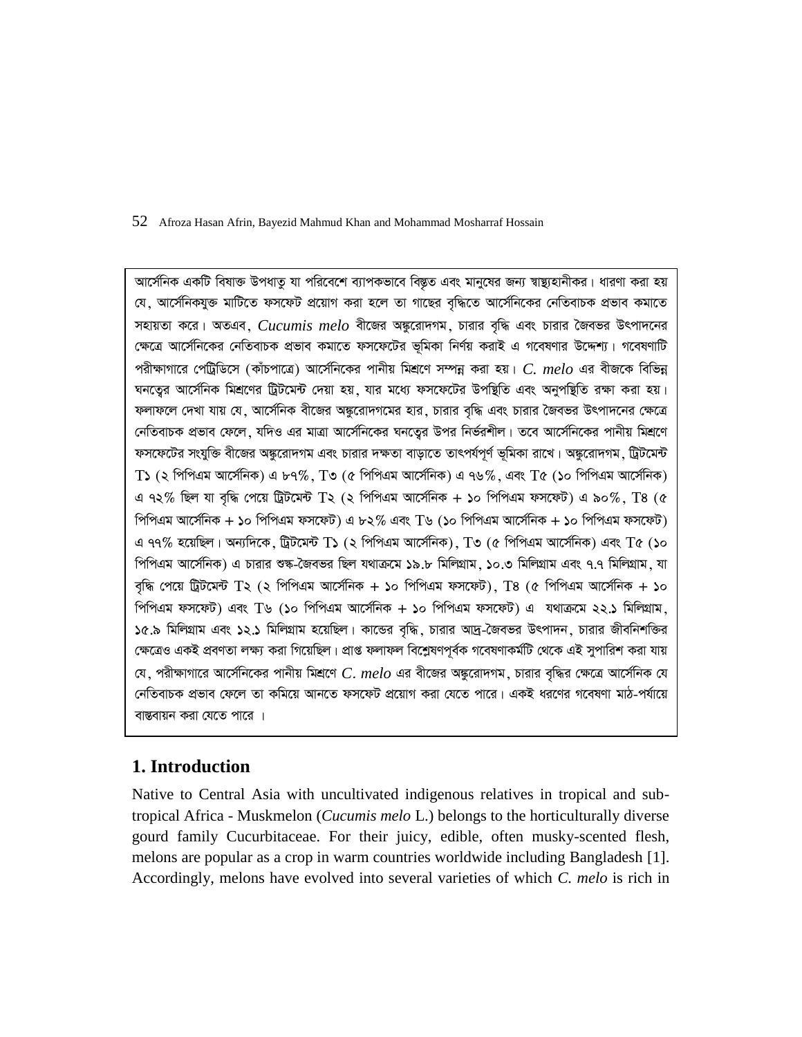আর্সেনিক একটি বিষাক্ত উপধাতু যা পরিবেশে ব্যাপকভাবে বিস্তৃত এবং মানুষের জন্য স্বাস্থ্যহানীকর। ধারণা করা হয় যে, আর্সেনিকযুক্ত মাটিতে ফসফেট প্রয়োগ করা হলে তা গাছের বৃদ্ধিতে আর্সেনিকের নেতিবাচক প্রভাব কমাতে সহায়তা করে। অতএব, *Cucumis melo* বীজের অঙ্কুরোদগম, চারার বৃদ্ধি এবং চারার জৈবভর উৎপাদনের ক্ষেত্রে আর্সেনিকের নেতিবাচক প্রভাব কমাতে ফসফেটের ভূমিকা নির্ণয় করাই এ গবেষণার উদ্দেশ্য। গবেষণাটি পরীক্ষাগারে পেট্রিডিসে (কাঁচপাত্রে) আর্সেনিকের পানীয় মিশ্রণে সম্পন্ন করা হয়। *C. melo* এর বীজকে বিভিন্ন ঘনত্বের আর্সেনিক মিশ্রণের ট্রিটমেন্ট দেয়া হয়, যার মধ্যে ফসফেটের উপস্থিতি এবং অনুপস্থিতি রক্ষা করা হয়। ফলাফলে দেখা যায় যে, আর্সেনিক বীজের অঙ্কুরোদগমের হার, চারার বৃদ্ধি এবং চারার জৈবভর উৎপাদনের ক্ষেত্রে নেতিবাচক প্রভাব ফেলে, যদিও এর মাত্রা আর্সেনিকের ঘনত্বের উপর নির্ভরশীল। তবে আর্সেনিকের পানীয় মিশ্রণে ফসফেটের সংযুক্তি বীজের অঙ্কুরোদগম এবং চারার দক্ষতা বাড়াতে তাৎপর্যপূর্ণ ভূমিকা রাখে। অঙ্কুরোদগম, ট্রিটমেন্ট T১ (২ পিপিএম আর্সেনিক) এ ৮৭%, T৩ (৫ পিপিএম আর্সেনিক) এ ৭৬%, এবং T৫ (১০ পিপিএম আর্সেনিক) এ ৭২% ছিল যা বৃদ্ধি পেয়ে ট্রিটমেন্ট T২ (২ পিপিএম আর্সেনিক + ১০ পিপিএম ফসফেট) এ ৯০%, T৪ (৫ পিপিএম আর্সেনিক + ১০ পিপিএম ফসফেট) এ ৮২% এবং T৬ (১০ পিপিএম আর্সেনিক + ১০ পিপিএম ফসফেট) এ ৭৭% হয়েছিল। অন্যদিকে, ট্রিটমেন্ট T১ (২ পিপিএম আর্সেনিক), T৩ (৫ পিপিএম আর্সেনিক) এবং T৫ (১০ পিপিএম আর্সেনিক) এ চারার শুষ্ক-জৈবভর ছিল যথাক্রমে ১৯.৮ মিলিগ্রাম, ১০.৩ মিলিগ্রাম এবং ৭.৭ মিলিগ্রাম, যা বৃদ্ধি পেয়ে ট্রিটমেন্ট T২ (২ পিপিএম আর্সেনিক + ১০ পিপিএম ফসফেট), T৪ (৫ পিপিএম আর্সেনিক + ১০ পিপিএম ফসফেট) এবং T৬ (১০ পিপিএম আর্সেনিক + ১০ পিপিএম ফসফেট) এ যথাক্রমে ২২.১ মিলিগ্রাম, ১৫.৯ মিলিগ্রাম এবং ১২.১ মিলিগ্রাম হয়েছিল। কান্ডের বৃদ্ধি, চারার আদ্র-জৈবভর উৎপাদন, চারার জীবনিশক্তির ক্ষেত্রেও একই প্রবণতা লক্ষ্য করা গিয়েছিল। প্রাপ্ত ফলাফল বিশ্লেষণপূর্বক গবেষণাকর্মটি থেকে এই সুপারিশ করা যায় যে, পরীক্ষাগারে আর্সেনিকের পানীয় মিশ্রণে *C. melo* এর বীজের অঙ্কুরোদগম, চারার বৃদ্ধির ক্ষেত্রে আর্সেনিক যে নেতিবাচক প্রভাব ফেলে তা কমিয়ে আনতে ফসফেট প্রয়োগ করা যেতে পারে। একই ধরণের গবেষণা মাঠ-পর্যায়ে বাস্তবায়ন করা যেতে পারে ।

## 1. Introduction

Native to Central Asia with uncultivated indigenous relatives in tropical and sub-tropical Africa - Muskmelon (*Cucumis melo* L.) belongs to the horticulturally diverse gourd family Cucurbitaceae. For their juicy, edible, often musky-scented flesh, melons are popular as a crop in warm countries worldwide including Bangladesh [1]. Accordingly, melons have evolved into several varieties of which *C. melo* is rich in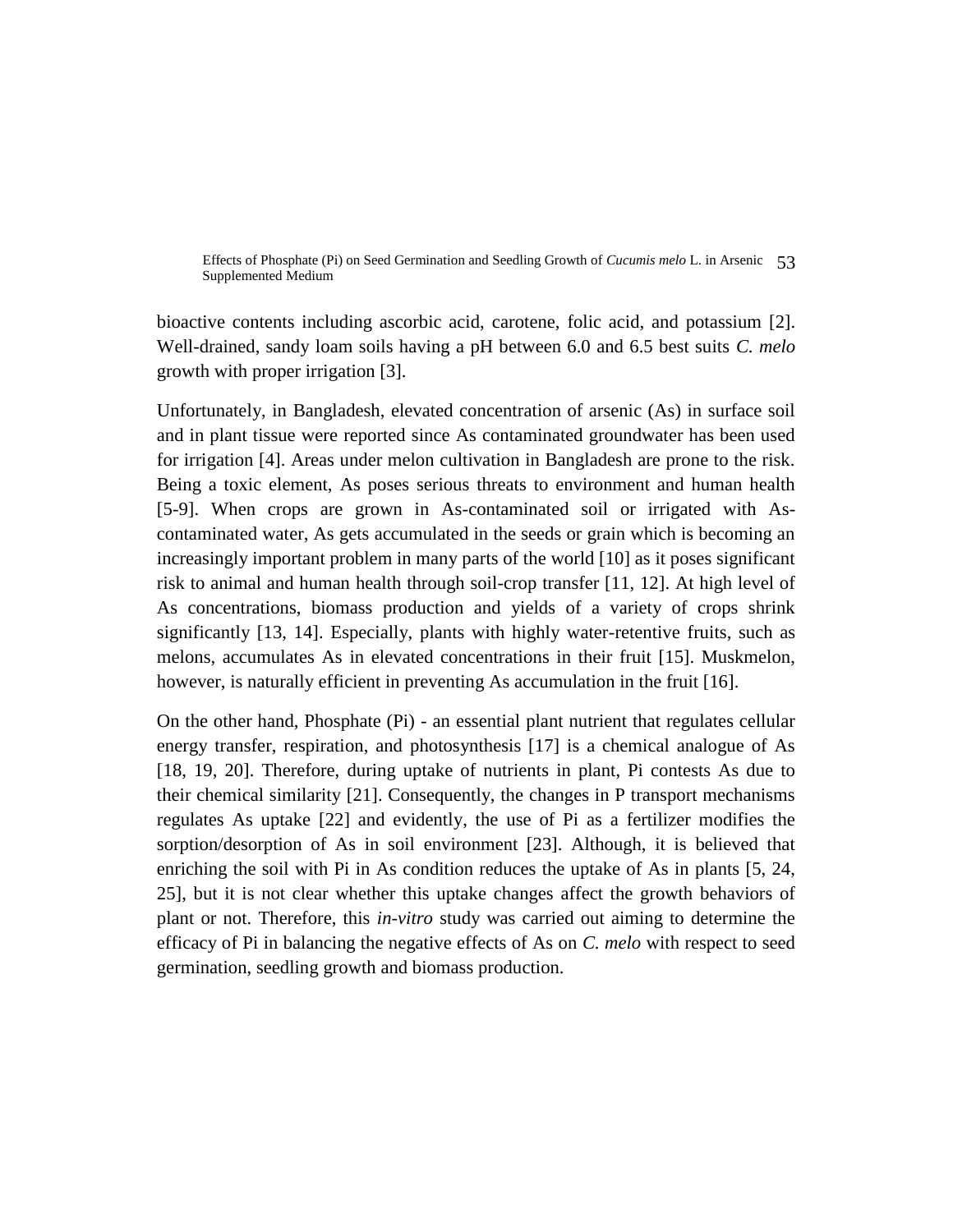bioactive contents including ascorbic acid, carotene, folic acid, and potassium [2]. Well-drained, sandy loam soils having a pH between 6.0 and 6.5 best suits *C. melo* growth with proper irrigation [3].

Unfortunately, in Bangladesh, elevated concentration of arsenic (As) in surface soil and in plant tissue were reported since As contaminated groundwater has been used for irrigation [4]. Areas under melon cultivation in Bangladesh are prone to the risk. Being a toxic element, As poses serious threats to environment and human health [5-9]. When crops are grown in As-contaminated soil or irrigated with As-contaminated water, As gets accumulated in the seeds or grain which is becoming an increasingly important problem in many parts of the world [10] as it poses significant risk to animal and human health through soil-crop transfer [11, 12]. At high level of As concentrations, biomass production and yields of a variety of crops shrink significantly [13, 14]. Especially, plants with highly water-retentive fruits, such as melons, accumulates As in elevated concentrations in their fruit [15]. Muskmelon, however, is naturally efficient in preventing As accumulation in the fruit [16].

On the other hand, Phosphate (Pi) - an essential plant nutrient that regulates cellular energy transfer, respiration, and photosynthesis [17] is a chemical analogue of As [18, 19, 20]. Therefore, during uptake of nutrients in plant, Pi contests As due to their chemical similarity [21]. Consequently, the changes in P transport mechanisms regulates As uptake [22] and evidently, the use of Pi as a fertilizer modifies the sorption/desorption of As in soil environment [23]. Although, it is believed that enriching the soil with Pi in As condition reduces the uptake of As in plants [5, 24, 25], but it is not clear whether this uptake changes affect the growth behaviors of plant or not. Therefore, this *in-vitro* study was carried out aiming to determine the efficacy of Pi in balancing the negative effects of As on *C. melo* with respect to seed germination, seedling growth and biomass production.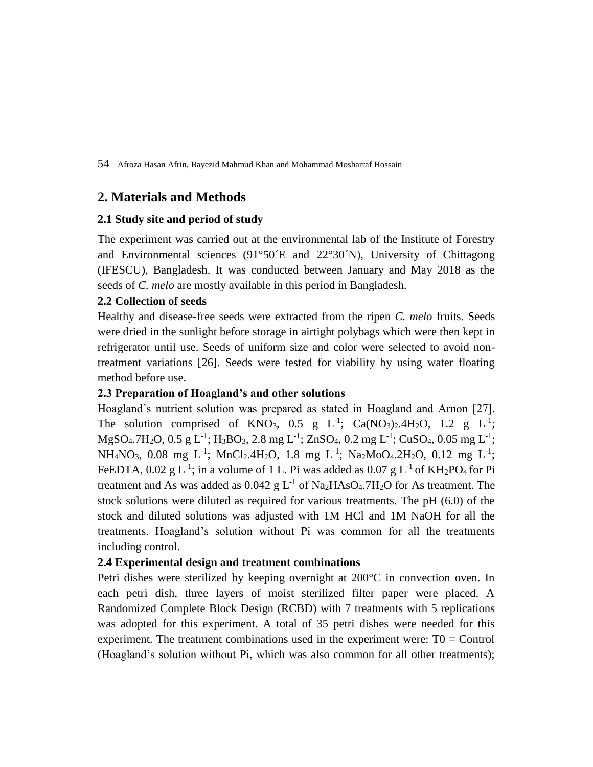## 2. Materials and Methods

### 2.1 Study site and period of study

The experiment was carried out at the environmental lab of the Institute of Forestry and Environmental sciences (91°50´E and 22°30´N), University of Chittagong (IFESCU), Bangladesh. It was conducted between January and May 2018 as the seeds of *C. melo* are mostly available in this period in Bangladesh.

### 2.2 Collection of seeds

Healthy and disease-free seeds were extracted from the ripen *C. melo* fruits. Seeds were dried in the sunlight before storage in airtight polybags which were then kept in refrigerator until use. Seeds of uniform size and color were selected to avoid non-treatment variations [26]. Seeds were tested for viability by using water floating method before use.

### 2.3 Preparation of Hoagland's and other solutions

Hoagland's nutrient solution was prepared as stated in Hoagland and Arnon [27]. The solution comprised of $KNO_3$, 0.5 g $L^{-1}$; $Ca(NO_3)_2.4H_2O$, 1.2 g $L^{-1}$; $MgSO_4.7H_2O$, 0.5 g $L^{-1}$; $H_3BO_3$, 2.8 mg $L^{-1}$; $ZnSO_4$, 0.2 mg $L^{-1}$; $CuSO_4$, 0.05 mg $L^{-1}$; $NH_4NO_3$, 0.08 mg $L^{-1}$; $MnCl_2.4H_2O$, 1.8 mg $L^{-1}$; $Na_2MoO_4.2H_2O$, 0.12 mg $L^{-1}$; FeEDTA, 0.02 g $L^{-1}$; in a volume of 1 L. Pi was added as 0.07 g $L^{-1}$ of $KH_2PO_4$ for Pi treatment and As was added as 0.042 g $L^{-1}$ of $Na_2HAsO_4.7H_2O$ for As treatment. The stock solutions were diluted as required for various treatments. The pH (6.0) of the stock and diluted solutions was adjusted with 1M HCl and 1M NaOH for all the treatments. Hoagland's solution without Pi was common for all the treatments including control.

### 2.4 Experimental design and treatment combinations

Petri dishes were sterilized by keeping overnight at 200°C in convection oven. In each petri dish, three layers of moist sterilized filter paper were placed. A Randomized Complete Block Design (RCBD) with 7 treatments with 5 replications was adopted for this experiment. A total of 35 petri dishes were needed for this experiment. The treatment combinations used in the experiment were: T0 = Control (Hoagland's solution without Pi, which was also common for all other treatments);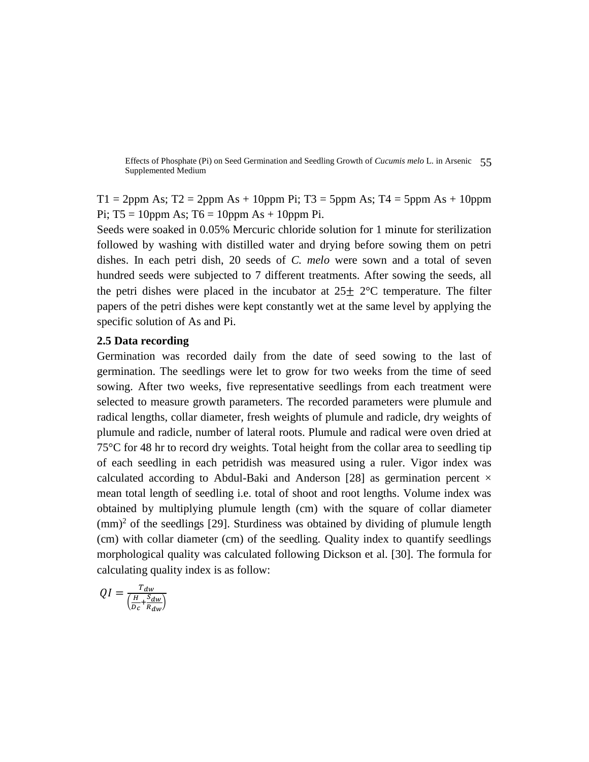T1 = 2ppm As; T2 = 2ppm As + 10ppm Pi; T3 = 5ppm As; T4 = 5ppm As + 10ppm Pi; T5 = 10ppm As; T6 = 10ppm As + 10ppm Pi.

Seeds were soaked in 0.05% Mercuric chloride solution for 1 minute for sterilization followed by washing with distilled water and drying before sowing them on petri dishes. In each petri dish, 20 seeds of *C. melo* were sown and a total of seven hundred seeds were subjected to 7 different treatments. After sowing the seeds, all the petri dishes were placed in the incubator at 25$\pm$ 2°C temperature. The filter papers of the petri dishes were kept constantly wet at the same level by applying the specific solution of As and Pi.

### 2.5 Data recording

Germination was recorded daily from the date of seed sowing to the last of germination. The seedlings were let to grow for two weeks from the time of seed sowing. After two weeks, five representative seedlings from each treatment were selected to measure growth parameters. The recorded parameters were plumule and radical lengths, collar diameter, fresh weights of plumule and radicle, dry weights of plumule and radicle, number of lateral roots. Plumule and radical were oven dried at 75°C for 48 hr to record dry weights. Total height from the collar area to seedling tip of each seedling in each petridish was measured using a ruler. Vigor index was calculated according to Abdul-Baki and Anderson [28] as germination percent × mean total length of seedling i.e. total of shoot and root lengths. Volume index was obtained by multiplying plumule length (cm) with the square of collar diameter $(mm)^2$ of the seedlings [29]. Sturdiness was obtained by dividing of plumule length (cm) with collar diameter (cm) of the seedling. Quality index to quantify seedlings morphological quality was calculated following Dickson et al. [30]. The formula for calculating quality index is as follow:

$$QI = \frac{T_{dw}}{\left(\frac{H}{D_c} + \frac{S_{dw}}{R_{dw}}\right)}$$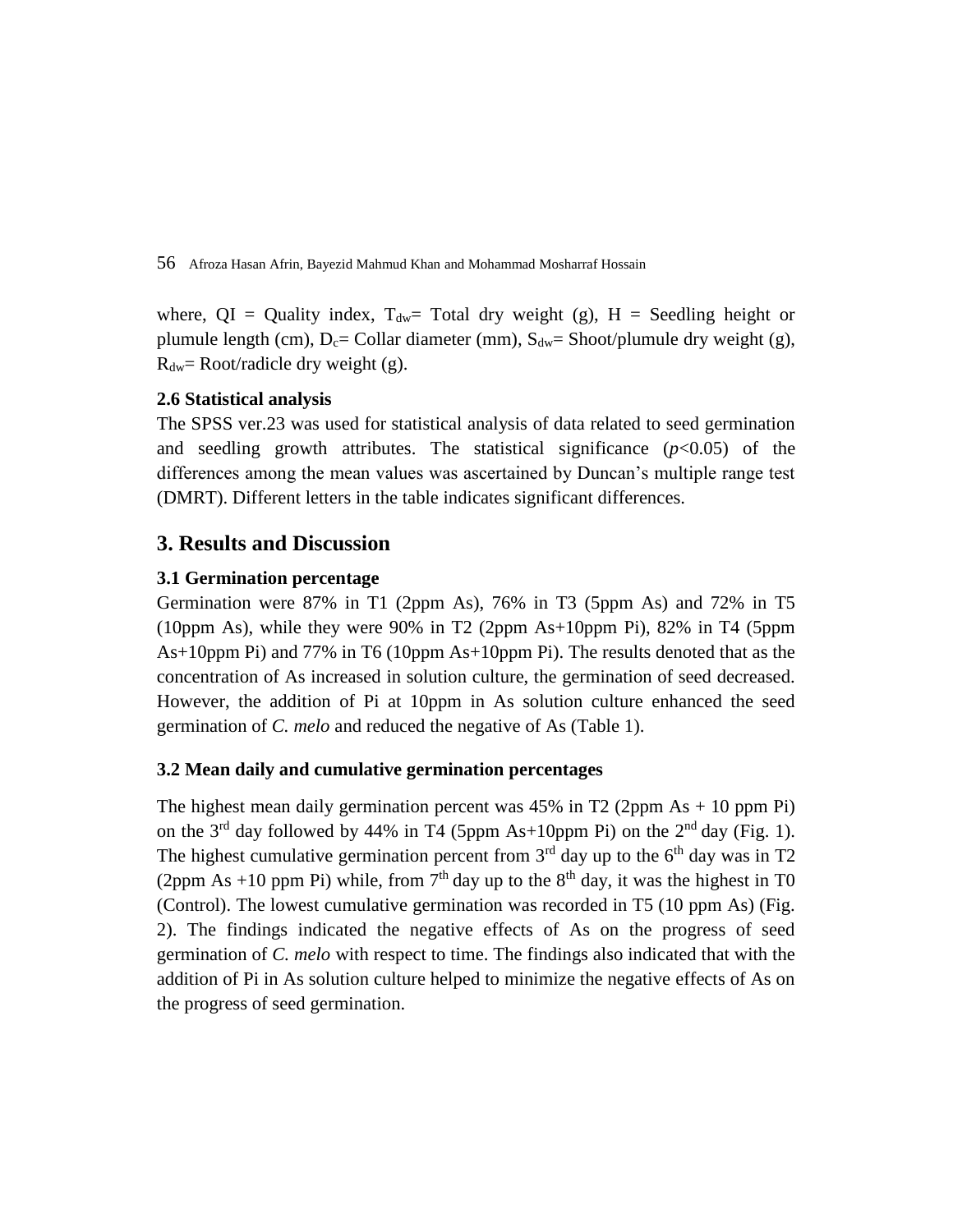where, QI = Quality index, $T_{dw}$= Total dry weight (g), H = Seedling height or plumule length (cm), $D_c$= Collar diameter (mm), $S_{dw}$= Shoot/plumule dry weight (g), $R_{dw}$= Root/radicle dry weight (g).

### 2.6 Statistical analysis

The SPSS ver.23 was used for statistical analysis of data related to seed germination and seedling growth attributes. The statistical significance ($p$<0.05) of the differences among the mean values was ascertained by Duncan's multiple range test (DMRT). Different letters in the table indicates significant differences.

## 3. Results and Discussion

### 3.1 Germination percentage

Germination were 87% in T1 (2ppm As), 76% in T3 (5ppm As) and 72% in T5 (10ppm As), while they were 90% in T2 (2ppm As+10ppm Pi), 82% in T4 (5ppm As+10ppm Pi) and 77% in T6 (10ppm As+10ppm Pi). The results denoted that as the concentration of As increased in solution culture, the germination of seed decreased. However, the addition of Pi at 10ppm in As solution culture enhanced the seed germination of *C. melo* and reduced the negative of As (Table 1).

### 3.2 Mean daily and cumulative germination percentages

The highest mean daily germination percent was 45% in T2 (2ppm As + 10 ppm Pi) on the 3rd day followed by 44% in T4 (5ppm As+10ppm Pi) on the 2nd day (Fig. 1). The highest cumulative germination percent from 3rd day up to the 6th day was in T2 (2ppm As +10 ppm Pi) while, from 7th day up to the 8th day, it was the highest in T0 (Control). The lowest cumulative germination was recorded in T5 (10 ppm As) (Fig. 2). The findings indicated the negative effects of As on the progress of seed germination of *C. melo* with respect to time. The findings also indicated that with the addition of Pi in As solution culture helped to minimize the negative effects of As on the progress of seed germination.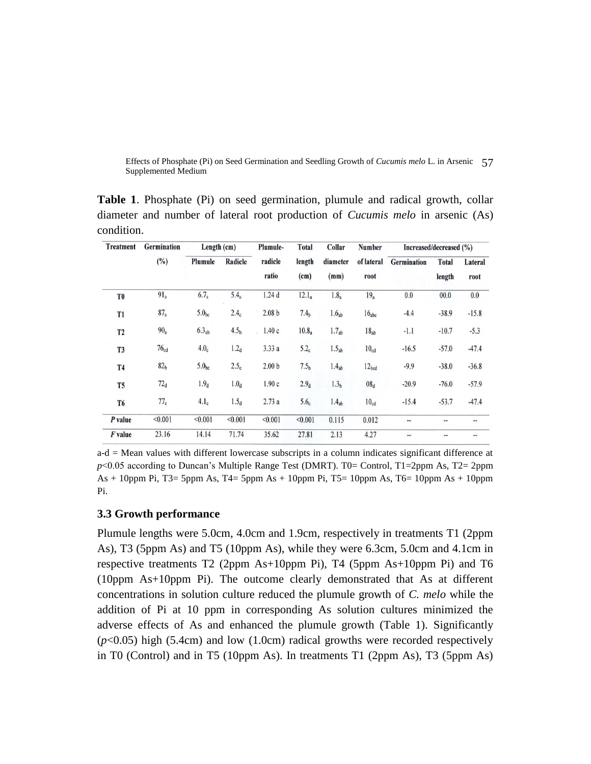**Table 1**. Phosphate (Pi) on seed germination, plumule and radical growth, collar diameter and number of lateral root production of *Cucumis melo* in arsenic (As) condition.

| Treatment | Germination (%) | Length (cm) | | Plumule-radicle ratio | Total length (cm) | Collar diameter (mm) | Number of lateral root | Increased/decreased (%) | | |
|---|---|---|---|---|---|---|---|---|---|---|
| | | Plumule | Radicle | | | | | Germination | Total length | Lateral root |
| **T0** | $91_a$ | $6.7_a$ | $5.4_a$ | 1.24 d | $12.1_a$ | $1.8_a$ | $19_a$ | 0.0 | 00.0 | 0.0 |
| **T1** | $87_a$ | $5.0_{bc}$ | $2.4_c$ | 2.08 b | $7.4_b$ | $1.6_{ab}$ | $16_{abc}$ | -4.4 | -38.9 | -15.8 |
| **T2** | $90_a$ | $6.3_{ab}$ | $4.5_b$ | 1.40 c | $10.8_a$ | $1.7_{ab}$ | $18_{ab}$ | -1.1 | -10.7 | -5.3 |
| **T3** | $76_{cd}$ | $4.0_c$ | $1.2_d$ | 3.33 a | $5.2_c$ | $1.5_{ab}$ | $10_{cd}$ | -16.5 | -57.0 | -47.4 |
| **T4** | $82_b$ | $5.0_{bc}$ | $2.5_c$ | 2.00 b | $7.5_b$ | $1.4_{ab}$ | $12_{bcd}$ | -9.9 | -38.0 | -36.8 |
| **T5** | $72_d$ | $1.9_d$ | $1.0_d$ | 1.90 c | $2.9_d$ | $1.3_b$ | $08_d$ | -20.9 | -76.0 | -57.9 |
| **T6** | $77_c$ | $4.1_c$ | $1.5_d$ | 2.73 a | $5.6_c$ | $1.4_{ab}$ | $10_{cd}$ | -15.4 | -53.7 | -47.4 |
| ***P* value** | <0.001 | <0.001 | <0.001 | <0.001 | <0.001 | 0.115 | 0.012 | -- | -- | -- |
| ***F* value** | 23.16 | 14.14 | 71.74 | 35.62 | 27.81 | 2.13 | 4.27 | -- | -- | -- |

a-d = Mean values with different lowercase subscripts in a column indicates significant difference at $p<0.05$ according to Duncan's Multiple Range Test (DMRT). T0= Control, T1=2ppm As, T2= 2ppm As + 10ppm Pi, T3= 5ppm As, T4= 5ppm As + 10ppm Pi, T5= 10ppm As, T6= 10ppm As + 10ppm Pi.

### 3.3 Growth performance

Plumule lengths were 5.0cm, 4.0cm and 1.9cm, respectively in treatments T1 (2ppm As), T3 (5ppm As) and T5 (10ppm As), while they were 6.3cm, 5.0cm and 4.1cm in respective treatments T2 (2ppm As+10ppm Pi), T4 (5ppm As+10ppm Pi) and T6 (10ppm As+10ppm Pi). The outcome clearly demonstrated that As at different concentrations in solution culture reduced the plumule growth of *C. melo* while the addition of Pi at 10 ppm in corresponding As solution cultures minimized the adverse effects of As and enhanced the plumule growth (Table 1). Significantly ($p<0.05$) high (5.4cm) and low (1.0cm) radical growths were recorded respectively in T0 (Control) and in T5 (10ppm As). In treatments T1 (2ppm As), T3 (5ppm As)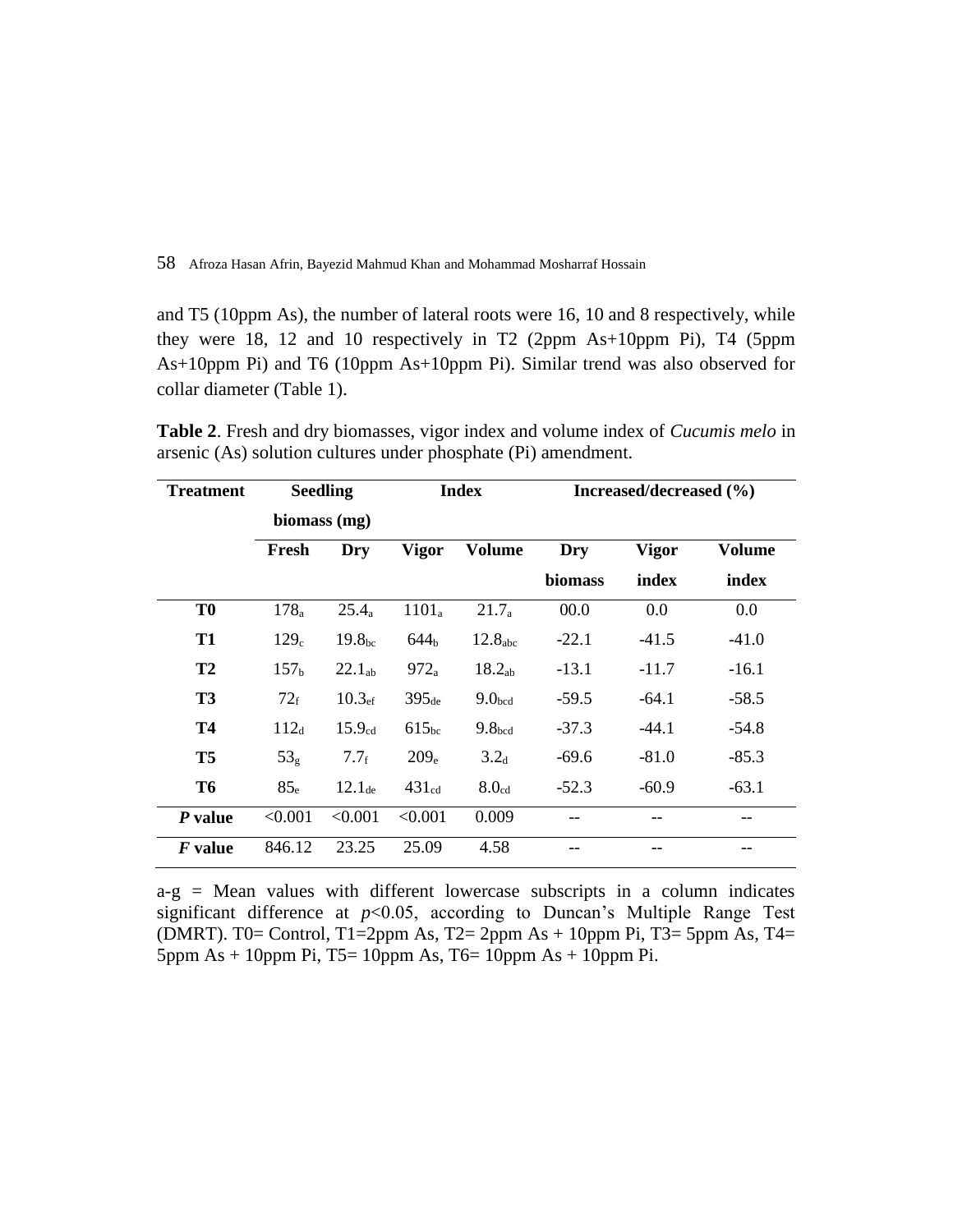and T5 (10ppm As), the number of lateral roots were 16, 10 and 8 respectively, while they were 18, 12 and 10 respectively in T2 (2ppm As+10ppm Pi), T4 (5ppm As+10ppm Pi) and T6 (10ppm As+10ppm Pi). Similar trend was also observed for collar diameter (Table 1).

**Table 2**. Fresh and dry biomasses, vigor index and volume index of *Cucumis melo* in arsenic (As) solution cultures under phosphate (Pi) amendment.

| Treatment | Seedling biomass (mg) | | Index | | Increased/decreased (%) | | |
|---|---|---|---|---|---|---|---|
| | Fresh | Dry | Vigor | Volume | Dry biomass | Vigor index | Volume index |
| **T0** | $178_{a}$ | $25.4_{a}$ | $1101_{a}$ | $21.7_{a}$ | 00.0 | 0.0 | 0.0 |
| **T1** | $129_{c}$ | $19.8_{bc}$ | $644_{b}$ | $12.8_{abc}$ | -22.1 | -41.5 | -41.0 |
| **T2** | $157_{b}$ | $22.1_{ab}$ | $972_{a}$ | $18.2_{ab}$ | -13.1 | -11.7 | -16.1 |
| **T3** | $72_{f}$ | $10.3_{ef}$ | $395_{de}$ | $9.0_{bcd}$ | -59.5 | -64.1 | -58.5 |
| **T4** | $112_{d}$ | $15.9_{cd}$ | $615_{bc}$ | $9.8_{bcd}$ | -37.3 | -44.1 | -54.8 |
| **T5** | $53_{g}$ | $7.7_{f}$ | $209_{e}$ | $3.2_{d}$ | -69.6 | -81.0 | -85.3 |
| **T6** | $85_{e}$ | $12.1_{de}$ | $431_{cd}$ | $8.0_{cd}$ | -52.3 | -60.9 | -63.1 |
| ***P* value** | <0.001 | <0.001 | <0.001 | 0.009 | -- | -- | -- |
| ***F* value** | 846.12 | 23.25 | 25.09 | 4.58 | -- | -- | -- |

a-g = Mean values with different lowercase subscripts in a column indicates significant difference at $p<0.05$, according to Duncan's Multiple Range Test (DMRT). T0= Control, T1=2ppm As, T2= 2ppm As + 10ppm Pi, T3= 5ppm As, T4= 5ppm As + 10ppm Pi, T5= 10ppm As, T6= 10ppm As + 10ppm Pi.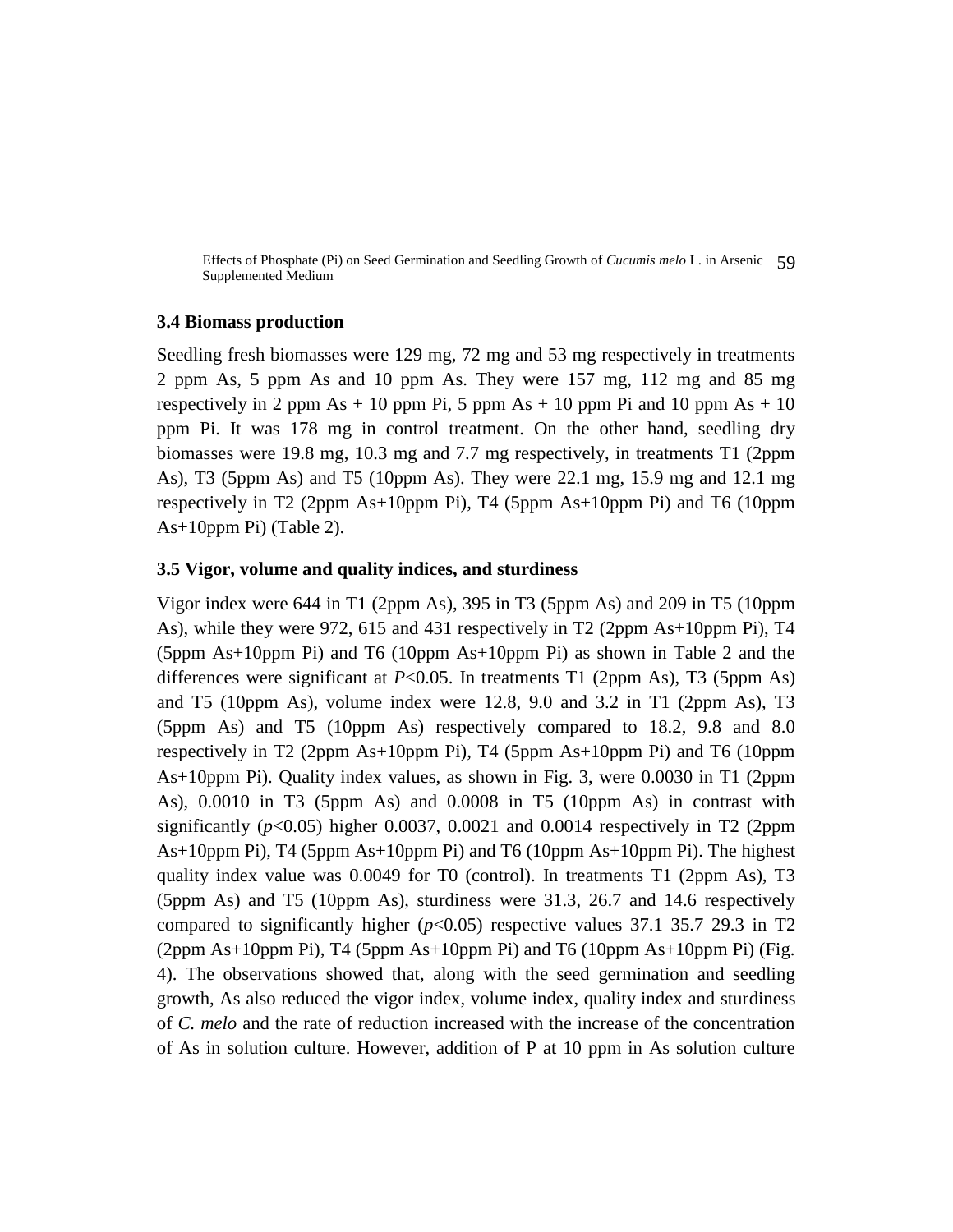### 3.4 Biomass production

Seedling fresh biomasses were 129 mg, 72 mg and 53 mg respectively in treatments 2 ppm As, 5 ppm As and 10 ppm As. They were 157 mg, 112 mg and 85 mg respectively in 2 ppm As + 10 ppm Pi, 5 ppm As + 10 ppm Pi and 10 ppm As + 10 ppm Pi. It was 178 mg in control treatment. On the other hand, seedling dry biomasses were 19.8 mg, 10.3 mg and 7.7 mg respectively, in treatments T1 (2ppm As), T3 (5ppm As) and T5 (10ppm As). They were 22.1 mg, 15.9 mg and 12.1 mg respectively in T2 (2ppm As+10ppm Pi), T4 (5ppm As+10ppm Pi) and T6 (10ppm As+10ppm Pi) (Table 2).

### 3.5 Vigor, volume and quality indices, and sturdiness

Vigor index were 644 in T1 (2ppm As), 395 in T3 (5ppm As) and 209 in T5 (10ppm As), while they were 972, 615 and 431 respectively in T2 (2ppm As+10ppm Pi), T4 (5ppm As+10ppm Pi) and T6 (10ppm As+10ppm Pi) as shown in Table 2 and the differences were significant at $P<0.05$. In treatments T1 (2ppm As), T3 (5ppm As) and T5 (10ppm As), volume index were 12.8, 9.0 and 3.2 in T1 (2ppm As), T3 (5ppm As) and T5 (10ppm As) respectively compared to 18.2, 9.8 and 8.0 respectively in T2 (2ppm As+10ppm Pi), T4 (5ppm As+10ppm Pi) and T6 (10ppm As+10ppm Pi). Quality index values, as shown in Fig. 3, were 0.0030 in T1 (2ppm As), 0.0010 in T3 (5ppm As) and 0.0008 in T5 (10ppm As) in contrast with significantly ($p<0.05$) higher 0.0037, 0.0021 and 0.0014 respectively in T2 (2ppm As+10ppm Pi), T4 (5ppm As+10ppm Pi) and T6 (10ppm As+10ppm Pi). The highest quality index value was 0.0049 for T0 (control). In treatments T1 (2ppm As), T3 (5ppm As) and T5 (10ppm As), sturdiness were 31.3, 26.7 and 14.6 respectively compared to significantly higher ($p<0.05$) respective values 37.1 35.7 29.3 in T2 (2ppm As+10ppm Pi), T4 (5ppm As+10ppm Pi) and T6 (10ppm As+10ppm Pi) (Fig. 4). The observations showed that, along with the seed germination and seedling growth, As also reduced the vigor index, volume index, quality index and sturdiness of *C. melo* and the rate of reduction increased with the increase of the concentration of As in solution culture. However, addition of P at 10 ppm in As solution culture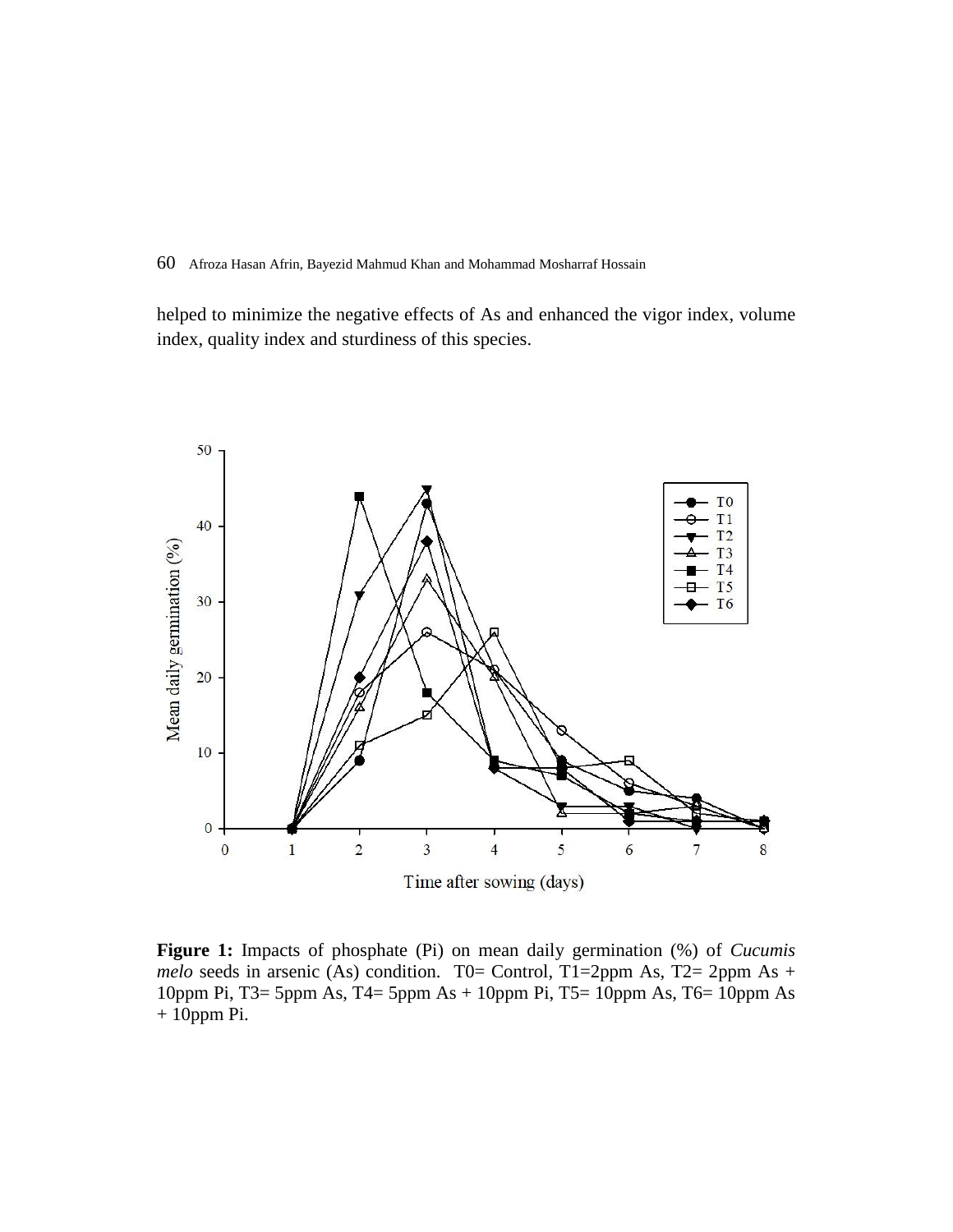helped to minimize the negative effects of As and enhanced the vigor index, volume index, quality index and sturdiness of this species.

**Figure 1:** Impacts of phosphate (Pi) on mean daily germination (%) of *Cucumis melo* seeds in arsenic (As) condition. T0= Control, T1=2ppm As, T2= 2ppm As + 10ppm Pi, T3= 5ppm As, T4= 5ppm As + 10ppm Pi, T5= 10ppm As, T6= 10ppm As + 10ppm Pi.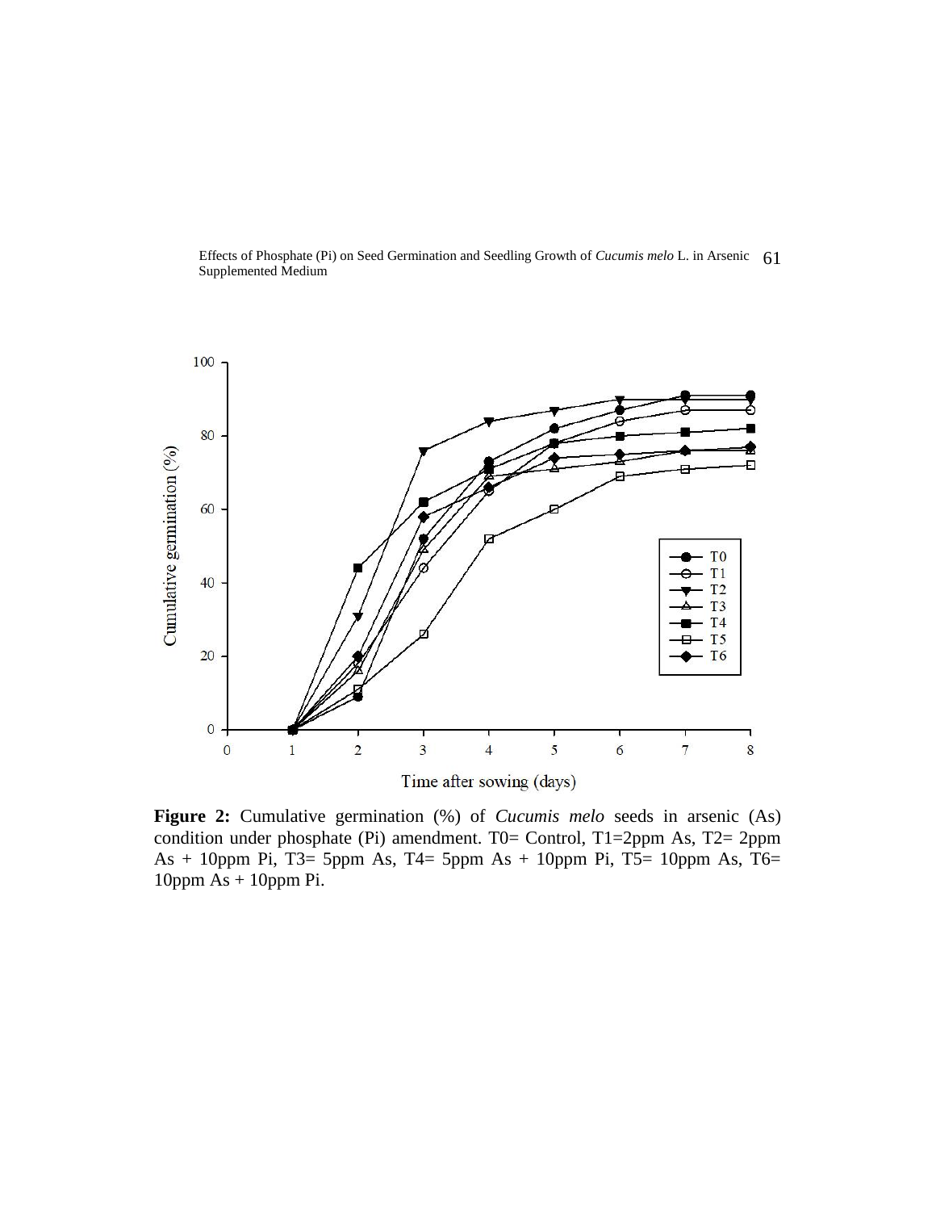**Figure 2:** Cumulative germination (%) of *Cucumis melo* seeds in arsenic (As) condition under phosphate (Pi) amendment. T0= Control, T1=2ppm As, T2= 2ppm As + 10ppm Pi, T3= 5ppm As, T4= 5ppm As + 10ppm Pi, T5= 10ppm As, T6= 10ppm As + 10ppm Pi.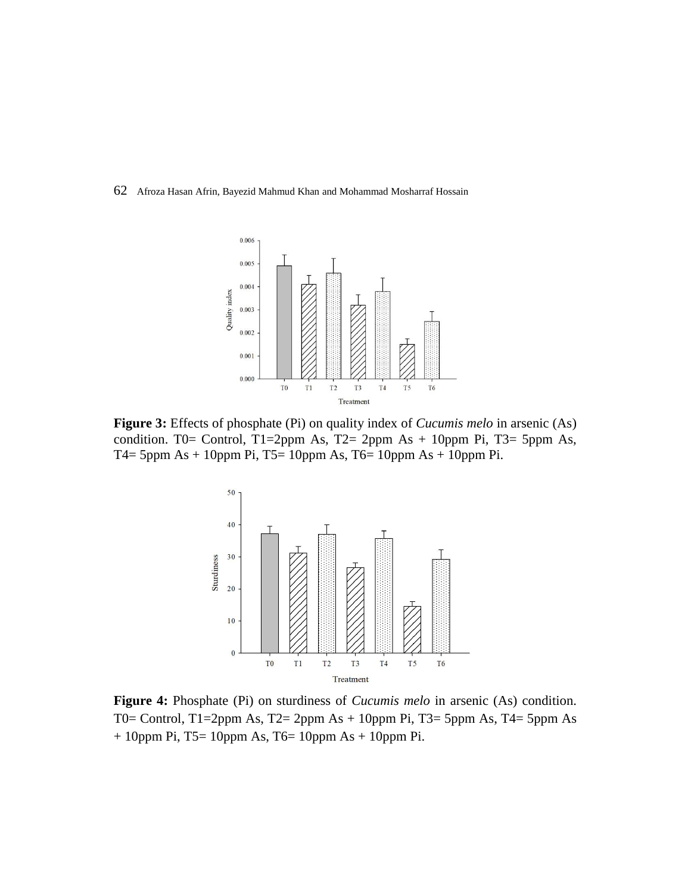**Figure 3:** Effects of phosphate (Pi) on quality index of *Cucumis melo* in arsenic (As) condition. T0= Control, T1=2ppm As, T2= 2ppm As + 10ppm Pi, T3= 5ppm As, T4= 5ppm As + 10ppm Pi, T5= 10ppm As, T6= 10ppm As + 10ppm Pi.

**Figure 4:** Phosphate (Pi) on sturdiness of *Cucumis melo* in arsenic (As) condition. T0= Control, T1=2ppm As, T2= 2ppm As + 10ppm Pi, T3= 5ppm As, T4= 5ppm As + 10ppm Pi, T5= 10ppm As, T6= 10ppm As + 10ppm Pi.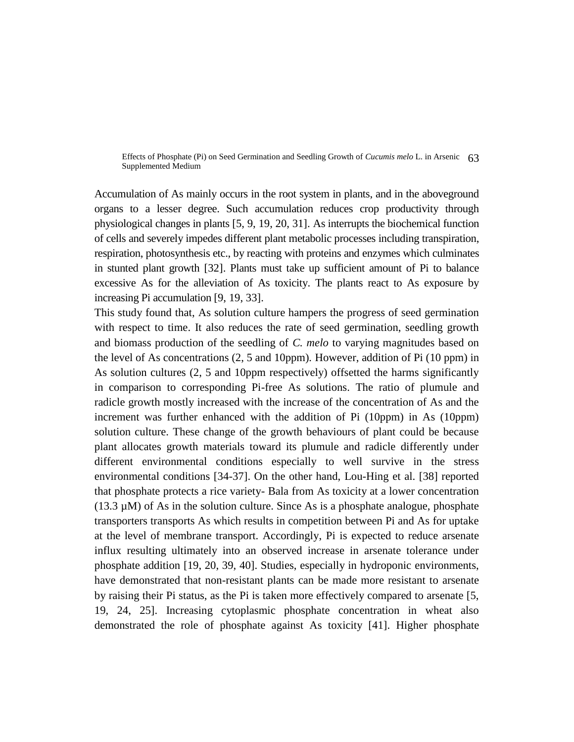Accumulation of As mainly occurs in the root system in plants, and in the aboveground organs to a lesser degree. Such accumulation reduces crop productivity through physiological changes in plants [5, 9, 19, 20, 31]. As interrupts the biochemical function of cells and severely impedes different plant metabolic processes including transpiration, respiration, photosynthesis etc., by reacting with proteins and enzymes which culminates in stunted plant growth [32]. Plants must take up sufficient amount of Pi to balance excessive As for the alleviation of As toxicity. The plants react to As exposure by increasing Pi accumulation [9, 19, 33].

This study found that, As solution culture hampers the progress of seed germination with respect to time. It also reduces the rate of seed germination, seedling growth and biomass production of the seedling of *C. melo* to varying magnitudes based on the level of As concentrations (2, 5 and 10ppm). However, addition of Pi (10 ppm) in As solution cultures (2, 5 and 10ppm respectively) offsetted the harms significantly in comparison to corresponding Pi-free As solutions. The ratio of plumule and radicle growth mostly increased with the increase of the concentration of As and the increment was further enhanced with the addition of Pi (10ppm) in As (10ppm) solution culture. These change of the growth behaviours of plant could be because plant allocates growth materials toward its plumule and radicle differently under different environmental conditions especially to well survive in the stress environmental conditions [34-37]. On the other hand, Lou-Hing et al. [38] reported that phosphate protects a rice variety- Bala from As toxicity at a lower concentration (13.3 µM) of As in the solution culture. Since As is a phosphate analogue, phosphate transporters transports As which results in competition between Pi and As for uptake at the level of membrane transport. Accordingly, Pi is expected to reduce arsenate influx resulting ultimately into an observed increase in arsenate tolerance under phosphate addition [19, 20, 39, 40]. Studies, especially in hydroponic environments, have demonstrated that non-resistant plants can be made more resistant to arsenate by raising their Pi status, as the Pi is taken more effectively compared to arsenate [5, 19, 24, 25]. Increasing cytoplasmic phosphate concentration in wheat also demonstrated the role of phosphate against As toxicity [41]. Higher phosphate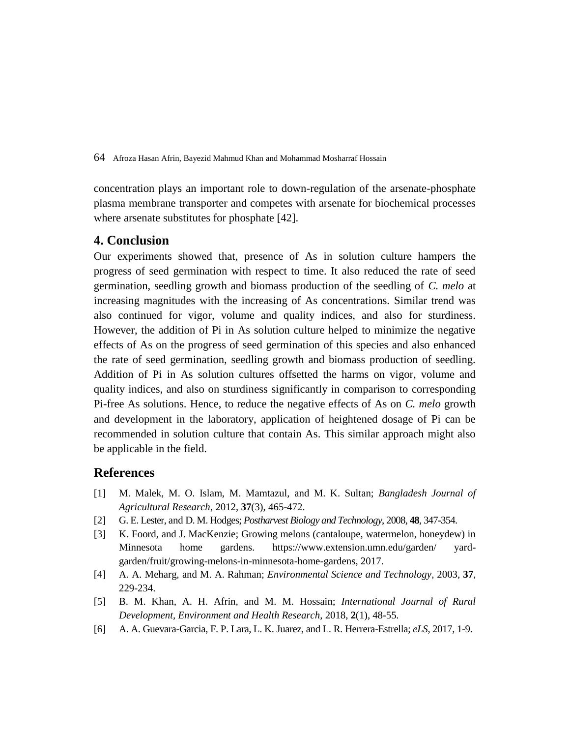concentration plays an important role to down-regulation of the arsenate-phosphate plasma membrane transporter and competes with arsenate for biochemical processes where arsenate substitutes for phosphate [42].

## 4. Conclusion

Our experiments showed that, presence of As in solution culture hampers the progress of seed germination with respect to time. It also reduced the rate of seed germination, seedling growth and biomass production of the seedling of *C. melo* at increasing magnitudes with the increasing of As concentrations. Similar trend was also continued for vigor, volume and quality indices, and also for sturdiness. However, the addition of Pi in As solution culture helped to minimize the negative effects of As on the progress of seed germination of this species and also enhanced the rate of seed germination, seedling growth and biomass production of seedling. Addition of Pi in As solution cultures offsetted the harms on vigor, volume and quality indices, and also on sturdiness significantly in comparison to corresponding Pi-free As solutions. Hence, to reduce the negative effects of As on *C. melo* growth and development in the laboratory, application of heightened dosage of Pi can be recommended in solution culture that contain As. This similar approach might also be applicable in the field.

## References

[1] M. Malek, M. O. Islam, M. Mamtazul, and M. K. Sultan; *Bangladesh Journal of Agricultural Research*, 2012, **37**(3), 465-472.

[2] G. E. Lester, and D. M. Hodges; *Postharvest Biology and Technology*, 2008, **48**, 347-354.

[3] K. Foord, and J. MacKenzie; Growing melons (cantaloupe, watermelon, honeydew) in Minnesota home gardens. https://www.extension.umn.edu/garden/ yard-garden/fruit/growing-melons-in-minnesota-home-gardens, 2017.

[4] A. A. Meharg, and M. A. Rahman; *Environmental Science and Technology*, 2003, **37**, 229-234.

[5] B. M. Khan, A. H. Afrin, and M. M. Hossain; *International Journal of Rural Development, Environment and Health Research*, 2018, **2**(1), 48-55.

[6] A. A. Guevara-Garcia, F. P. Lara, L. K. Juarez, and L. R. Herrera-Estrella; *eLS*, 2017, 1-9.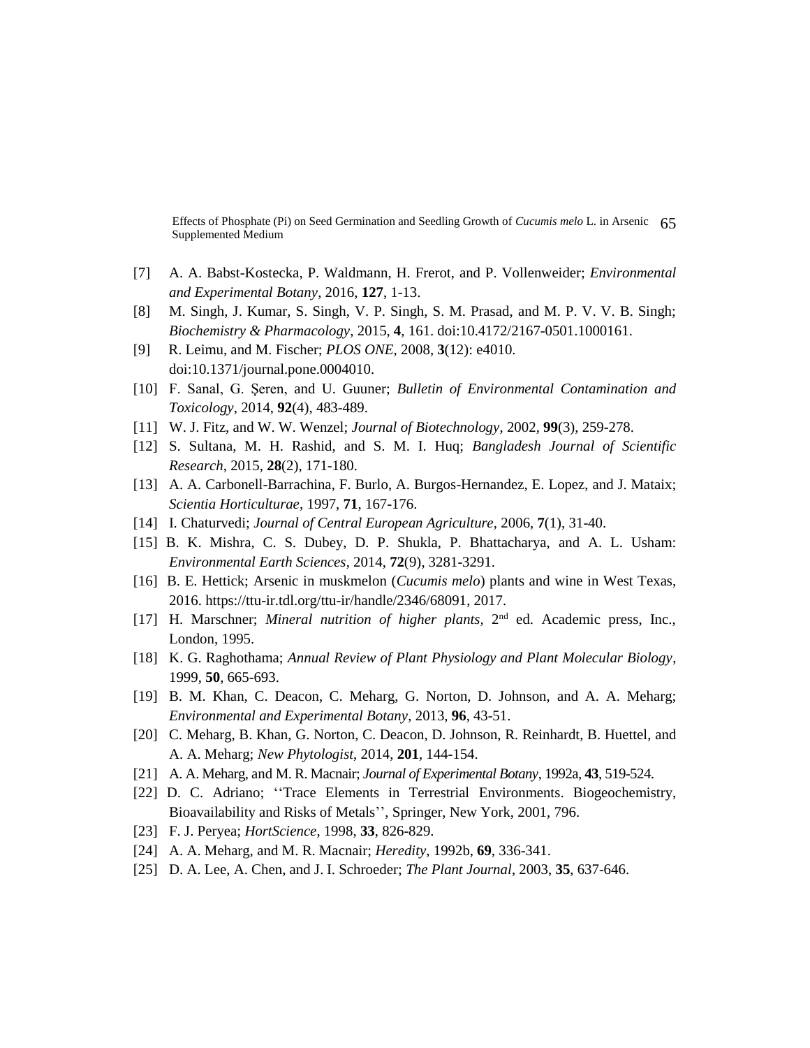[7] A. A. Babst-Kostecka, P. Waldmann, H. Frerot, and P. Vollenweider; *Environmental and Experimental Botany*, 2016, **127**, 1-13.

[8] M. Singh, J. Kumar, S. Singh, V. P. Singh, S. M. Prasad, and M. P. V. V. B. Singh; *Biochemistry & Pharmacology*, 2015, **4**, 161. doi:10.4172/2167-0501.1000161.

[9] R. Leimu, and M. Fischer; *PLOS ONE*, 2008, **3**(12): e4010. doi:10.1371/journal.pone.0004010.

[10] F. Sanal, G. Şeren, and U. Guuner; *Bulletin of Environmental Contamination and Toxicology*, 2014, **92**(4), 483-489.

[11] W. J. Fitz, and W. W. Wenzel; *Journal of Biotechnology*, 2002, **99**(3), 259-278.

[12] S. Sultana, M. H. Rashid, and S. M. I. Huq; *Bangladesh Journal of Scientific Research*, 2015, **28**(2), 171-180.

[13] A. A. Carbonell-Barrachina, F. Burlo, A. Burgos-Hernandez, E. Lopez, and J. Mataix; *Scientia Horticulturae*, 1997, **71**, 167-176.

[14] I. Chaturvedi; *Journal of Central European Agriculture*, 2006, **7**(1), 31-40.

[15] B. K. Mishra, C. S. Dubey, D. P. Shukla, P. Bhattacharya, and A. L. Usham: *Environmental Earth Sciences*, 2014, **72**(9), 3281-3291.

[16] B. E. Hettick; Arsenic in muskmelon (*Cucumis melo*) plants and wine in West Texas, 2016. https://ttu-ir.tdl.org/ttu-ir/handle/2346/68091, 2017.

[17] H. Marschner; *Mineral nutrition of higher plants*, 2nd ed. Academic press, Inc., London, 1995.

[18] K. G. Raghothama; *Annual Review of Plant Physiology and Plant Molecular Biology*, 1999, **50**, 665-693.

[19] B. M. Khan, C. Deacon, C. Meharg, G. Norton, D. Johnson, and A. A. Meharg; *Environmental and Experimental Botany*, 2013, **96**, 43-51.

[20] C. Meharg, B. Khan, G. Norton, C. Deacon, D. Johnson, R. Reinhardt, B. Huettel, and A. A. Meharg; *New Phytologist*, 2014, **201**, 144-154.

[21] A. A. Meharg, and M. R. Macnair; *Journal of Experimental Botany*, 1992a, **43**, 519-524.

[22] D. C. Adriano; ''Trace Elements in Terrestrial Environments. Biogeochemistry, Bioavailability and Risks of Metals'', Springer, New York, 2001, 796.

[23] F. J. Peryea; *HortScience*, 1998, **33**, 826-829.

[24] A. A. Meharg, and M. R. Macnair; *Heredity*, 1992b, **69**, 336-341.

[25] D. A. Lee, A. Chen, and J. I. Schroeder; *The Plant Journal*, 2003, **35**, 637-646.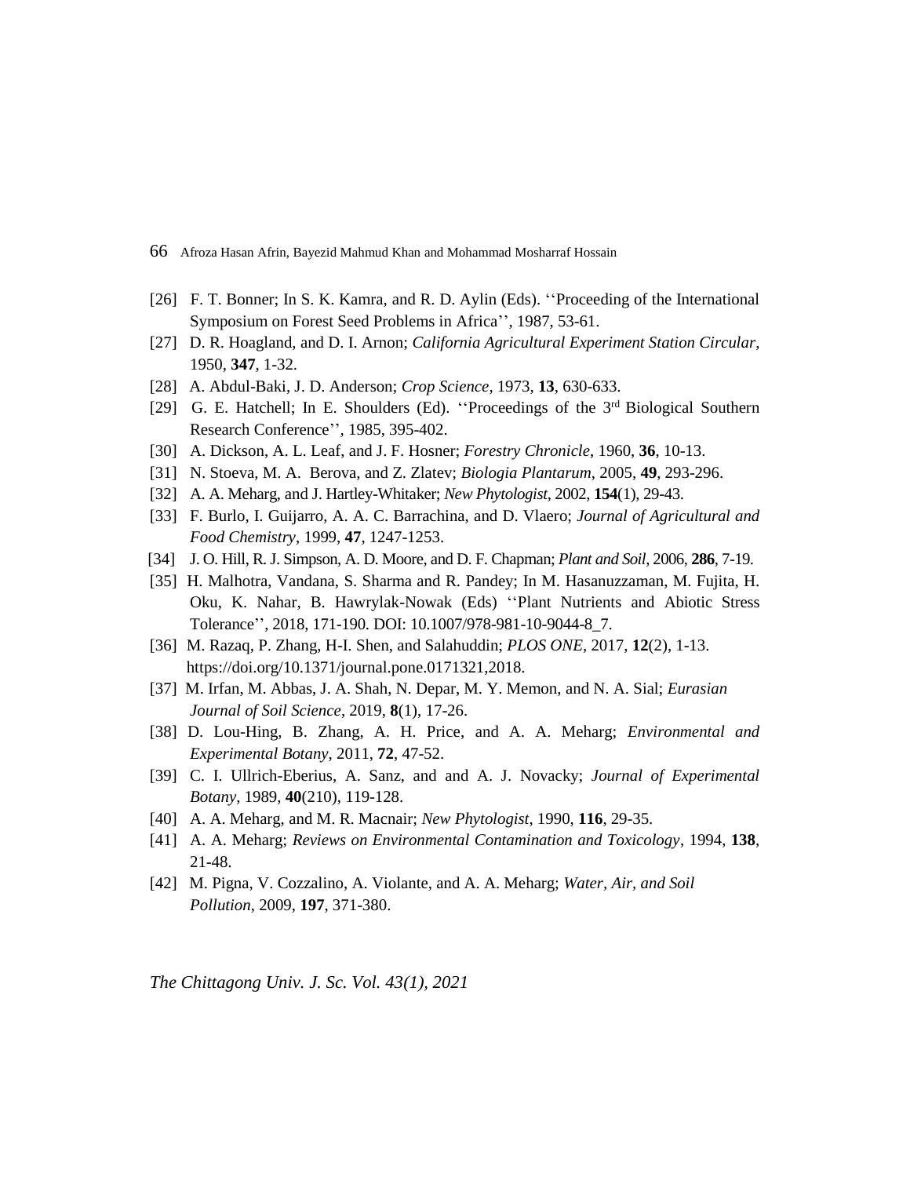[26] F. T. Bonner; In S. K. Kamra, and R. D. Aylin (Eds). ''Proceeding of the International Symposium on Forest Seed Problems in Africa'', 1987, 53-61.

[27] D. R. Hoagland, and D. I. Arnon; *California Agricultural Experiment Station Circular*, 1950, **347**, 1-32.

[28] A. Abdul-Baki, J. D. Anderson; *Crop Science*, 1973, **13**, 630-633.

[29] G. E. Hatchell; In E. Shoulders (Ed). ''Proceedings of the 3rd Biological Southern Research Conference'', 1985, 395-402.

[30] A. Dickson, A. L. Leaf, and J. F. Hosner; *Forestry Chronicle*, 1960, **36**, 10-13.

[31] N. Stoeva, M. A. Berova, and Z. Zlatev; *Biologia Plantarum*, 2005, **49**, 293-296.

[32] A. A. Meharg, and J. Hartley-Whitaker; *New Phytologist*, 2002, **154**(1), 29-43.

[33] F. Burlo, I. Guijarro, A. A. C. Barrachina, and D. Vlaero; *Journal of Agricultural and Food Chemistry*, 1999, **47**, 1247-1253.

[34] J. O. Hill, R. J. Simpson, A. D. Moore, and D. F. Chapman; *Plant and Soil*, 2006, **286**, 7-19.

[35] H. Malhotra, Vandana, S. Sharma and R. Pandey; In M. Hasanuzzaman, M. Fujita, H. Oku, K. Nahar, B. Hawrylak-Nowak (Eds) ''Plant Nutrients and Abiotic Stress Tolerance'', 2018, 171-190. DOI: 10.1007/978-981-10-9044-8_7.

[36] M. Razaq, P. Zhang, H-I. Shen, and Salahuddin; *PLOS ONE*, 2017, **12**(2), 1-13. https://doi.org/10.1371/journal.pone.0171321,2018.

[37] M. Irfan, M. Abbas, J. A. Shah, N. Depar, M. Y. Memon, and N. A. Sial; *Eurasian Journal of Soil Science*, 2019, **8**(1), 17-26.

[38] D. Lou-Hing, B. Zhang, A. H. Price, and A. A. Meharg; *Environmental and Experimental Botany*, 2011, **72**, 47-52.

[39] C. I. Ullrich-Eberius, A. Sanz, and and A. J. Novacky; *Journal of Experimental Botany*, 1989, **40**(210), 119-128.

[40] A. A. Meharg, and M. R. Macnair; *New Phytologist*, 1990, **116**, 29-35.

[41] A. A. Meharg; *Reviews on Environmental Contamination and Toxicology*, 1994, **138**, 21-48.

[42] M. Pigna, V. Cozzalino, A. Violante, and A. A. Meharg; *Water, Air, and Soil Pollution*, 2009, **197**, 371-380.